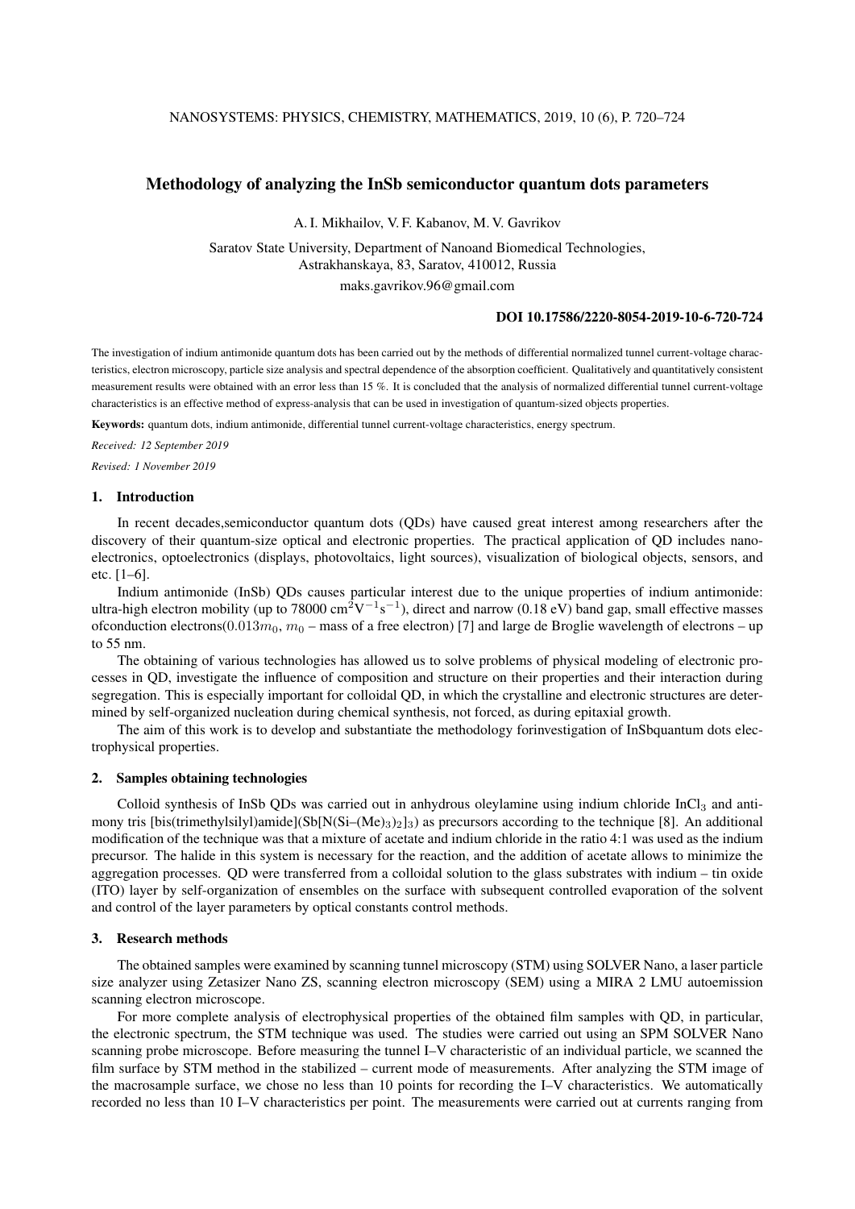# Methodology of analyzing the InSb semiconductor quantum dots parameters

A. I. Mikhailov, V. F. Kabanov, M. V. Gavrikov

Saratov State University, Department of Nanoand Biomedical Technologies, Astrakhanskaya, 83, Saratov, 410012, Russia

maks.gavrikov.96@gmail.com

**DOI 10.17586/2220-8054-2019-10-6-720-724**

The investigation of indium antimonide quantum dots has been carried out by the methods of differential normalized tunnel current-voltage characteristics, electron microscopy, particle size analysis and spectral dependence of the absorption coefficient. Qualitatively and quantitatively consistent measurement results were obtained with an error less than 15 %. It is concluded that the analysis of normalized differential tunnel current-voltage characteristics is an effective method of express-analysis that can be used in investigation of quantum-sized objects properties.

**Keywords:** quantum dots, indium antimonide, differential tunnel current-voltage characteristics, energy spectrum.

*Received: 12 September 2019*

*Revised: 1 November 2019*

## 1. Introduction

In recent decades,semiconductor quantum dots (QDs) have caused great interest among researchers after the discovery of their quantum-size optical and electronic properties. The practical application of QD includes nanoelectronics, optoelectronics (displays, photovoltaics, light sources), visualization of biological objects, sensors, and etc. [1–6].

Indium antimonide (InSb) QDs causes particular interest due to the unique properties of indium antimonide: ultra-high electron mobility (up to 78000 $cm^2V^{-1}s^{-1}$), direct and narrow (0.18 eV) band gap, small effective masses ofconduction electrons($0.013m_0$, $m_0$ – mass of a free electron) [7] and large de Broglie wavelength of electrons – up to 55 nm.

The obtaining of various technologies has allowed us to solve problems of physical modeling of electronic processes in QD, investigate the influence of composition and structure on their properties and their interaction during segregation. This is especially important for colloidal QD, in which the crystalline and electronic structures are determined by self-organized nucleation during chemical synthesis, not forced, as during epitaxial growth.

The aim of this work is to develop and substantiate the methodology forinvestigation of InSbquantum dots electrophysical properties.

## 2. Samples obtaining technologies

Colloid synthesis of InSb QDs was carried out in anhydrous oleylamine using indium chloride $InCl_3$ and antimony tris [bis(trimethylsilyl)amide]($Sb[N(Si–(Me)_3)_2]_3$) as precursors according to the technique [8]. An additional modification of the technique was that a mixture of acetate and indium chloride in the ratio 4:1 was used as the indium precursor. The halide in this system is necessary for the reaction, and the addition of acetate allows to minimize the aggregation processes. QD were transferred from a colloidal solution to the glass substrates with indium – tin oxide (ITO) layer by self-organization of ensembles on the surface with subsequent controlled evaporation of the solvent and control of the layer parameters by optical constants control methods.

## 3. Research methods

The obtained samples were examined by scanning tunnel microscopy (STM) using SOLVER Nano, a laser particle size analyzer using Zetasizer Nano ZS, scanning electron microscopy (SEM) using a MIRA 2 LMU autoemission scanning electron microscope.

For more complete analysis of electrophysical properties of the obtained film samples with QD, in particular, the electronic spectrum, the STM technique was used. The studies were carried out using an SPM SOLVER Nano scanning probe microscope. Before measuring the tunnel I–V characteristic of an individual particle, we scanned the film surface by STM method in the stabilized – current mode of measurements. After analyzing the STM image of the macrosample surface, we chose no less than 10 points for recording the I–V characteristics. We automatically recorded no less than 10 I–V characteristics per point. The measurements were carried out at currents ranging from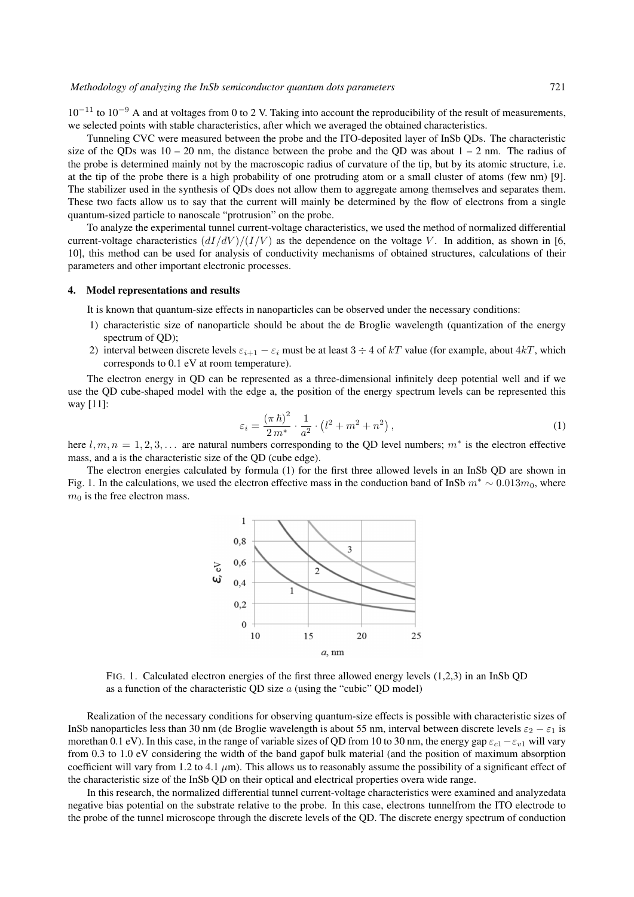$10^{-11}$ to $10^{-9}$ A and at voltages from 0 to 2 V. Taking into account the reproducibility of the result of measurements, we selected points with stable characteristics, after which we averaged the obtained characteristics.

Tunneling CVC were measured between the probe and the ITO-deposited layer of InSb QDs. The characteristic size of the QDs was 10 – 20 nm, the distance between the probe and the QD was about 1 – 2 nm. The radius of the probe is determined mainly not by the macroscopic radius of curvature of the tip, but by its atomic structure, i.e. at the tip of the probe there is a high probability of one protruding atom or a small cluster of atoms (few nm) [9]. The stabilizer used in the synthesis of QDs does not allow them to aggregate among themselves and separates them. These two facts allow us to say that the current will mainly be determined by the flow of electrons from a single quantum-sized particle to nanoscale "protrusion" on the probe.

To analyze the experimental tunnel current-voltage characteristics, we used the method of normalized differential current-voltage characteristics $(dI/dV)/(I/V)$ as the dependence on the voltage $V$. In addition, as shown in [6, 10], this method can be used for analysis of conductivity mechanisms of obtained structures, calculations of their parameters and other important electronic processes.

## 4. Model representations and results

It is known that quantum-size effects in nanoparticles can be observed under the necessary conditions:

1) characteristic size of nanoparticle should be about the de Broglie wavelength (quantization of the energy spectrum of QD);
2) interval between discrete levels $\varepsilon_{i+1} - \varepsilon_i$ must be at least $3 \div 4$ of $kT$ value (for example, about $4kT$, which corresponds to 0.1 eV at room temperature).

The electron energy in QD can be represented as a three-dimensional infinitely deep potential well and if we use the QD cube-shaped model with the edge a, the position of the energy spectrum levels can be represented this way [11]:

$$\varepsilon_i = \frac{(\pi\hbar)^2}{2m^*} \cdot \frac{1}{a^2} \cdot \left(l^2 + m^2 + n^2\right), \tag{1}$$

here $l, m, n = 1, 2, 3, \ldots$ are natural numbers corresponding to the QD level numbers; $m^*$ is the electron effective mass, and a is the characteristic size of the QD (cube edge).

The electron energies calculated by formula (1) for the first three allowed levels in an InSb QD are shown in Fig. 1. In the calculations, we used the electron effective mass in the conduction band of InSb $m^* \sim 0.013m_0$, where $m_0$ is the free electron mass.

FIG. 1. Calculated electron energies of the first three allowed energy levels (1,2,3) in an InSb QD as a function of the characteristic QD size $a$ (using the "cubic" QD model)

Realization of the necessary conditions for observing quantum-size effects is possible with characteristic sizes of InSb nanoparticles less than 30 nm (de Broglie wavelength is about 55 nm, interval between discrete levels $\varepsilon_2 - \varepsilon_1$ is morethan 0.1 eV). In this case, in the range of variable sizes of QD from 10 to 30 nm, the energy gap $\varepsilon_{c1} - \varepsilon_{v1}$ will vary from 0.3 to 1.0 eV considering the width of the band gapof bulk material (and the position of maximum absorption coefficient will vary from 1.2 to 4.1 $\mu$m). This allows us to reasonably assume the possibility of a significant effect of the characteristic size of the InSb QD on their optical and electrical properties overa wide range.

In this research, the normalized differential tunnel current-voltage characteristics were examined and analyzedata negative bias potential on the substrate relative to the probe. In this case, electrons tunnelfrom the ITO electrode to the probe of the tunnel microscope through the discrete levels of the QD. The discrete energy spectrum of conduction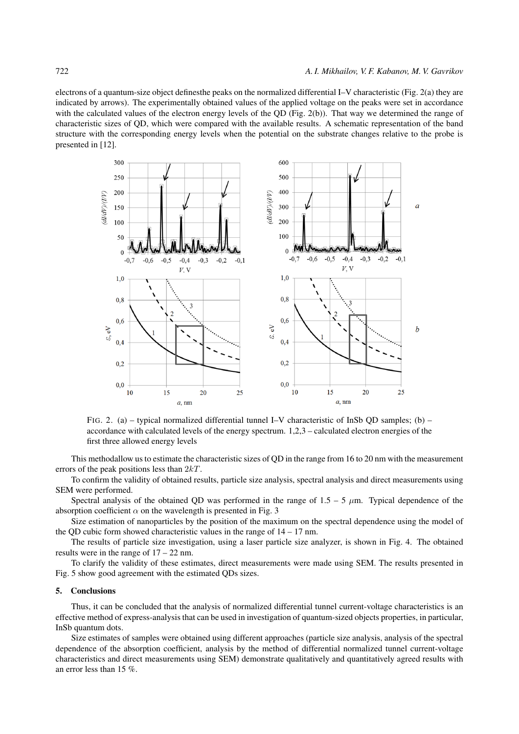electrons of a quantum-size object definesthe peaks on the normalized differential I–V characteristic (Fig. 2(a) they are indicated by arrows). The experimentally obtained values of the applied voltage on the peaks were set in accordance with the calculated values of the electron energy levels of the QD (Fig. 2(b)). That way we determined the range of characteristic sizes of QD, which were compared with the available results. A schematic representation of the band structure with the corresponding energy levels when the potential on the substrate changes relative to the probe is presented in [12].

FIG. 2. (a) – typical normalized differential tunnel I–V characteristic of InSb QD samples; (b) – accordance with calculated levels of the energy spectrum. 1,2,3 – calculated electron energies of the first three allowed energy levels

This methodallow us to estimate the characteristic sizes of QD in the range from 16 to 20 nm with the measurement errors of the peak positions less than $2kT$.

To confirm the validity of obtained results, particle size analysis, spectral analysis and direct measurements using SEM were performed.

Spectral analysis of the obtained QD was performed in the range of 1.5 – 5 $\mu$m. Typical dependence of the absorption coefficient $\alpha$ on the wavelength is presented in Fig. 3

Size estimation of nanoparticles by the position of the maximum on the spectral dependence using the model of the QD cubic form showed characteristic values in the range of 14 – 17 nm.

The results of particle size investigation, using a laser particle size analyzer, is shown in Fig. 4. The obtained results were in the range of 17 – 22 nm.

To clarify the validity of these estimates, direct measurements were made using SEM. The results presented in Fig. 5 show good agreement with the estimated QDs sizes.

## 5. Conclusions

Thus, it can be concluded that the analysis of normalized differential tunnel current-voltage characteristics is an effective method of express-analysis that can be used in investigation of quantum-sized objects properties, in particular, InSb quantum dots.

Size estimates of samples were obtained using different approaches (particle size analysis, analysis of the spectral dependence of the absorption coefficient, analysis by the method of differential normalized tunnel current-voltage characteristics and direct measurements using SEM) demonstrate qualitatively and quantitatively agreed results with an error less than 15 %.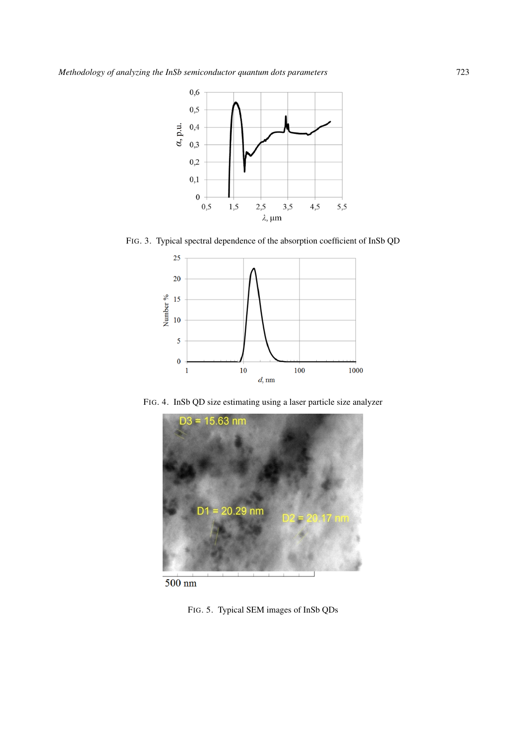FIG. 3. Typical spectral dependence of the absorption coefficient of InSb QD

FIG. 4. InSb QD size estimating using a laser particle size analyzer

FIG. 5. Typical SEM images of InSb QDs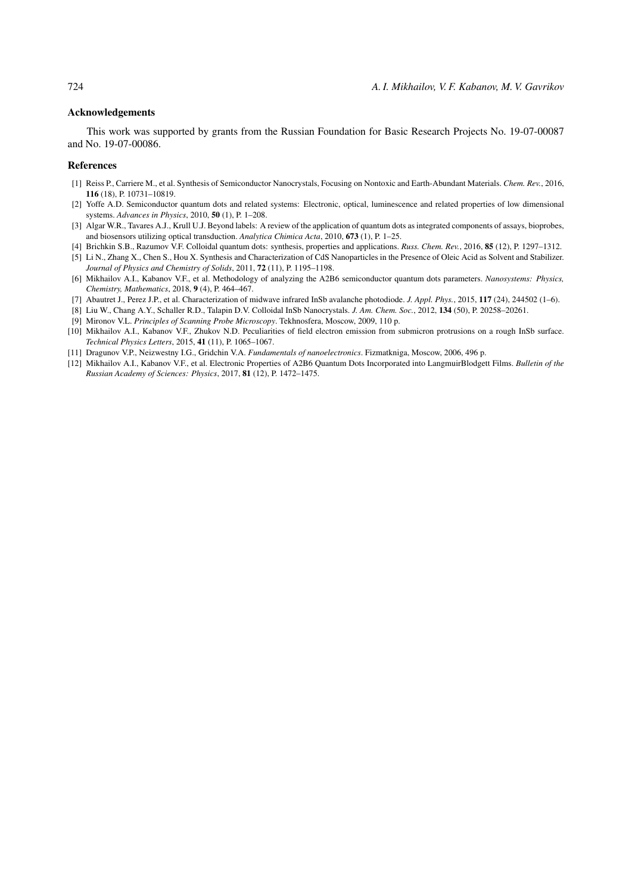## Acknowledgements

This work was supported by grants from the Russian Foundation for Basic Research Projects No. 19-07-00087 and No. 19-07-00086.

## References

[1] Reiss P., Carriere M., et al. Synthesis of Semiconductor Nanocrystals, Focusing on Nontoxic and Earth-Abundant Materials. *Chem. Rev.*, 2016, **116** (18), P. 10731–10819.

[2] Yoffe A.D. Semiconductor quantum dots and related systems: Electronic, optical, luminescence and related properties of low dimensional systems. *Advances in Physics*, 2010, **50** (1), P. 1–208.

[3] Algar W.R., Tavares A.J., Krull U.J. Beyond labels: A review of the application of quantum dots as integrated components of assays, bioprobes, and biosensors utilizing optical transduction. *Analytica Chimica Acta*, 2010, **673** (1), P. 1–25.

[4] Brichkin S.B., Razumov V.F. Colloidal quantum dots: synthesis, properties and applications. *Russ. Chem. Rev.*, 2016, **85** (12), P. 1297–1312.

[5] Li N., Zhang X., Chen S., Hou X. Synthesis and Characterization of CdS Nanoparticles in the Presence of Oleic Acid as Solvent and Stabilizer. *Journal of Physics and Chemistry of Solids*, 2011, **72** (11), P. 1195–1198.

[6] Mikhailov A.I., Kabanov V.F., et al. Methodology of analyzing the A2B6 semiconductor quantum dots parameters. *Nanosystems: Physics, Chemistry, Mathematics*, 2018, **9** (4), P. 464–467.

[7] Abautret J., Perez J.P., et al. Characterization of midwave infrared InSb avalanche photodiode. *J. Appl. Phys.*, 2015, **117** (24), 244502 (1–6).

[8] Liu W., Chang A.Y., Schaller R.D., Talapin D.V. Colloidal InSb Nanocrystals. *J. Am. Chem. Soc.*, 2012, **134** (50), P. 20258–20261.

[9] Mironov V.L. *Principles of Scanning Probe Microscopy*. Tekhnosfera, Moscow, 2009, 110 p.

[10] Mikhailov A.I., Kabanov V.F., Zhukov N.D. Peculiarities of field electron emission from submicron protrusions on a rough InSb surface. *Technical Physics Letters*, 2015, **41** (11), P. 1065–1067.

[11] Dragunov V.P., Neizwestny I.G., Gridchin V.A. *Fundamentals of nanoelectronics*. Fizmatkniga, Moscow, 2006, 496 p.

[12] Mikhailov A.I., Kabanov V.F., et al. Electronic Properties of A2B6 Quantum Dots Incorporated into LangmuirBlodgett Films. *Bulletin of the Russian Academy of Sciences: Physics*, 2017, **81** (12), P. 1472–1475.